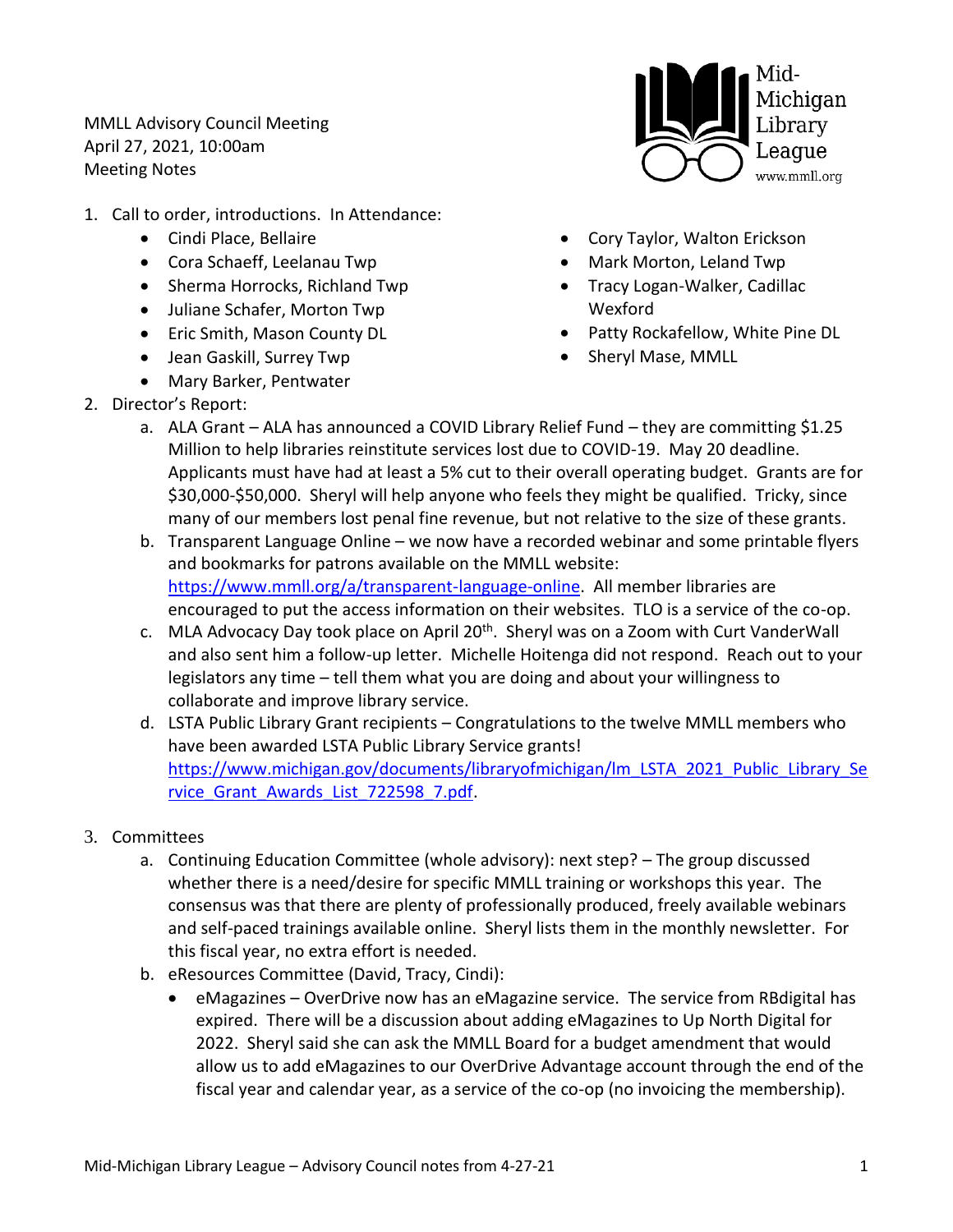MMLL Advisory Council Meeting
April 27, 2021, 10:00am
Meeting Notes

Mid-Michigan Library League
www.mmll.org

1. Call to order, introductions. In Attendance:
   - Cindi Place, Bellaire
   - Cora Schaeff, Leelanau Twp
   - Sherma Horrocks, Richland Twp
   - Juliane Schafer, Morton Twp
   - Eric Smith, Mason County DL
   - Jean Gaskill, Surrey Twp
   - Mary Barker, Pentwater
   - Cory Taylor, Walton Erickson
   - Mark Morton, Leland Twp
   - Tracy Logan-Walker, Cadillac Wexford
   - Patty Rockafellow, White Pine DL
   - Sheryl Mase, MMLL
2. Director's Report:
   a. ALA Grant – ALA has announced a COVID Library Relief Fund – they are committing $1.25 Million to help libraries reinstitute services lost due to COVID-19. May 20 deadline. Applicants must have had at least a 5% cut to their overall operating budget. Grants are for $30,000-$50,000. Sheryl will help anyone who feels they might be qualified. Tricky, since many of our members lost penal fine revenue, but not relative to the size of these grants.
   b. Transparent Language Online – we now have a recorded webinar and some printable flyers and bookmarks for patrons available on the MMLL website: https://www.mmll.org/a/transparent-language-online. All member libraries are encouraged to put the access information on their websites. TLO is a service of the co-op.
   c. MLA Advocacy Day took place on April 20th. Sheryl was on a Zoom with Curt VanderWall and also sent him a follow-up letter. Michelle Hoitenga did not respond. Reach out to your legislators any time – tell them what you are doing and about your willingness to collaborate and improve library service.
   d. LSTA Public Library Grant recipients – Congratulations to the twelve MMLL members who have been awarded LSTA Public Library Service grants! https://www.michigan.gov/documents/libraryofmichigan/lm_LSTA_2021_Public_Library_Service_Grant_Awards_List_722598_7.pdf.
3. Committees
   a. Continuing Education Committee (whole advisory): next step? – The group discussed whether there is a need/desire for specific MMLL training or workshops this year. The consensus was that there are plenty of professionally produced, freely available webinars and self-paced trainings available online. Sheryl lists them in the monthly newsletter. For this fiscal year, no extra effort is needed.
   b. eResources Committee (David, Tracy, Cindi):
      - eMagazines – OverDrive now has an eMagazine service. The service from RBdigital has expired. There will be a discussion about adding eMagazines to Up North Digital for 2022. Sheryl said she can ask the MMLL Board for a budget amendment that would allow us to add eMagazines to our OverDrive Advantage account through the end of the fiscal year and calendar year, as a service of the co-op (no invoicing the membership).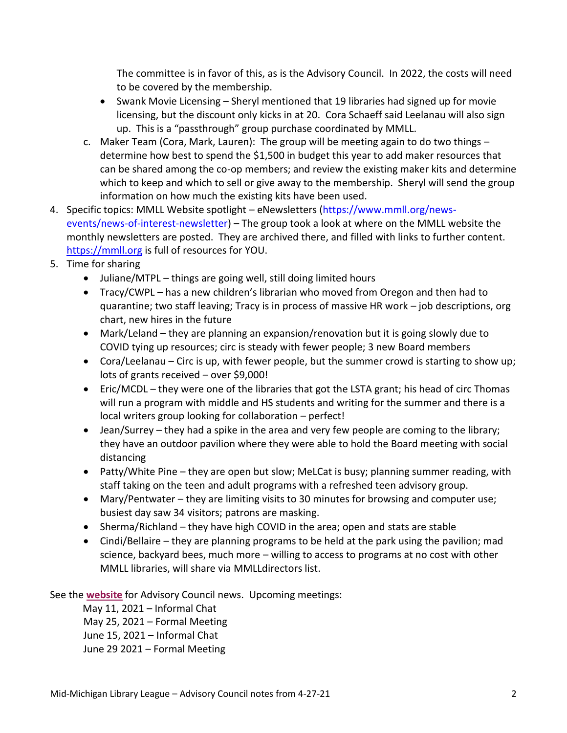The committee is in favor of this, as is the Advisory Council. In 2022, the costs will need to be covered by the membership.

- Swank Movie Licensing – Sheryl mentioned that 19 libraries had signed up for movie licensing, but the discount only kicks in at 20. Cora Schaeff said Leelanau will also sign up. This is a "passthrough" group purchase coordinated by MMLL.

c. Maker Team (Cora, Mark, Lauren): The group will be meeting again to do two things – determine how best to spend the $1,500 in budget this year to add maker resources that can be shared among the co-op members; and review the existing maker kits and determine which to keep and which to sell or give away to the membership. Sheryl will send the group information on how much the existing kits have been used.

4. Specific topics: MMLL Website spotlight – eNewsletters (https://www.mmll.org/news-events/news-of-interest-newsletter) – The group took a look at where on the MMLL website the monthly newsletters are posted. They are archived there, and filled with links to further content. https://mmll.org is full of resources for YOU.
5. Time for sharing
   - Juliane/MTPL – things are going well, still doing limited hours
   - Tracy/CWPL – has a new children's librarian who moved from Oregon and then had to quarantine; two staff leaving; Tracy is in process of massive HR work – job descriptions, org chart, new hires in the future
   - Mark/Leland – they are planning an expansion/renovation but it is going slowly due to COVID tying up resources; circ is steady with fewer people; 3 new Board members
   - Cora/Leelanau – Circ is up, with fewer people, but the summer crowd is starting to show up; lots of grants received – over $9,000!
   - Eric/MCDL – they were one of the libraries that got the LSTA grant; his head of circ Thomas will run a program with middle and HS students and writing for the summer and there is a local writers group looking for collaboration – perfect!
   - Jean/Surrey – they had a spike in the area and very few people are coming to the library; they have an outdoor pavilion where they were able to hold the Board meeting with social distancing
   - Patty/White Pine – they are open but slow; MeLCat is busy; planning summer reading, with staff taking on the teen and adult programs with a refreshed teen advisory group.
   - Mary/Pentwater – they are limiting visits to 30 minutes for browsing and computer use; busiest day saw 34 visitors; patrons are masking.
   - Sherma/Richland – they have high COVID in the area; open and stats are stable
   - Cindi/Bellaire – they are planning programs to be held at the park using the pavilion; mad science, backyard bees, much more – willing to access to programs at no cost with other MMLL libraries, will share via MMLLdirectors list.

See the **website** for Advisory Council news. Upcoming meetings:

May 11, 2021 – Informal Chat
May 25, 2021 – Formal Meeting
June 15, 2021 – Informal Chat
June 29 2021 – Formal Meeting